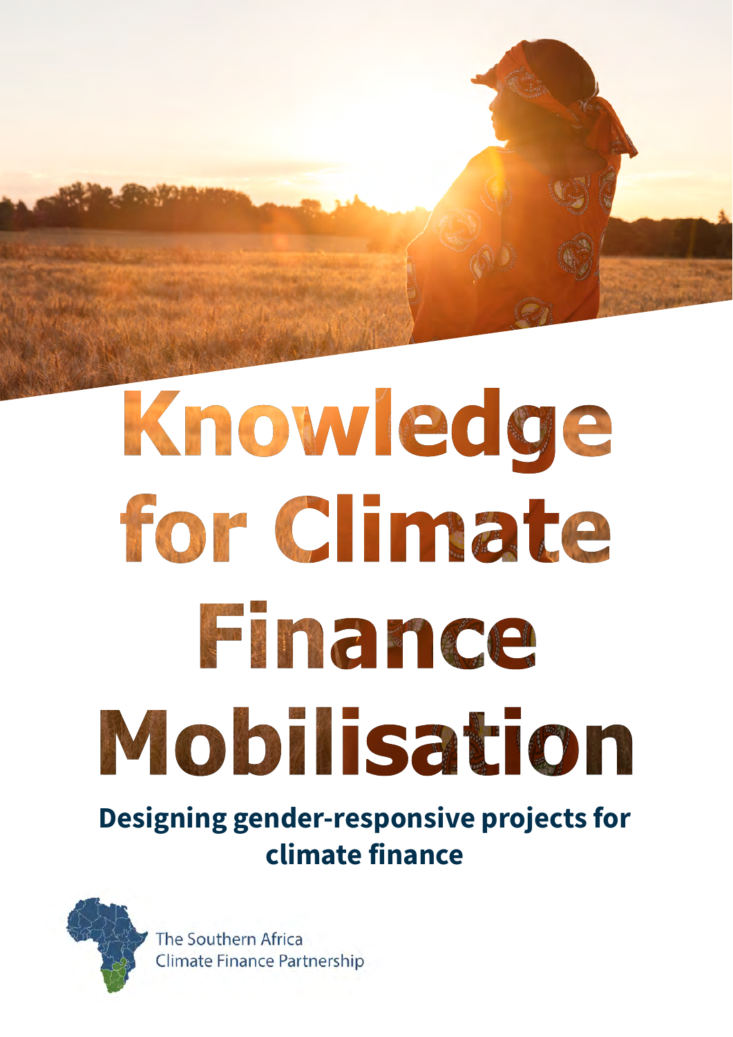# Knowledge for Climate Finance Mobilisation

## Designing gender-responsive projects for climate finance

The Southern Africa Climate Finance Partnership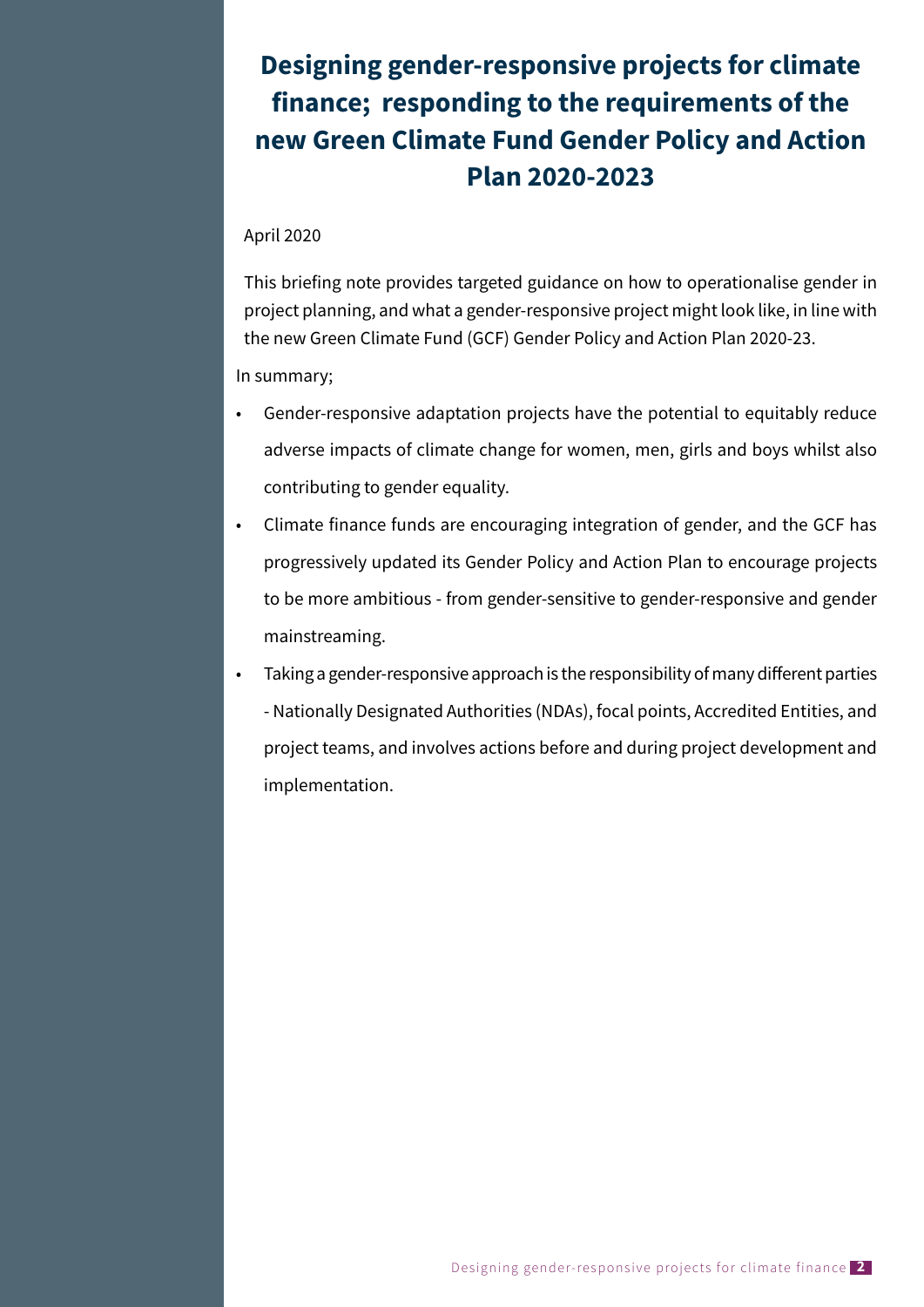# Designing gender-responsive projects for climate finance; responding to the requirements of the new Green Climate Fund Gender Policy and Action Plan 2020-2023

April 2020

This briefing note provides targeted guidance on how to operationalise gender in project planning, and what a gender-responsive project might look like, in line with the new Green Climate Fund (GCF) Gender Policy and Action Plan 2020-23.

In summary;

- Gender-responsive adaptation projects have the potential to equitably reduce adverse impacts of climate change for women, men, girls and boys whilst also contributing to gender equality.
- Climate finance funds are encouraging integration of gender, and the GCF has progressively updated its Gender Policy and Action Plan to encourage projects to be more ambitious - from gender-sensitive to gender-responsive and gender mainstreaming.
- Taking a gender-responsive approach is the responsibility of many different parties - Nationally Designated Authorities (NDAs), focal points, Accredited Entities, and project teams, and involves actions before and during project development and implementation.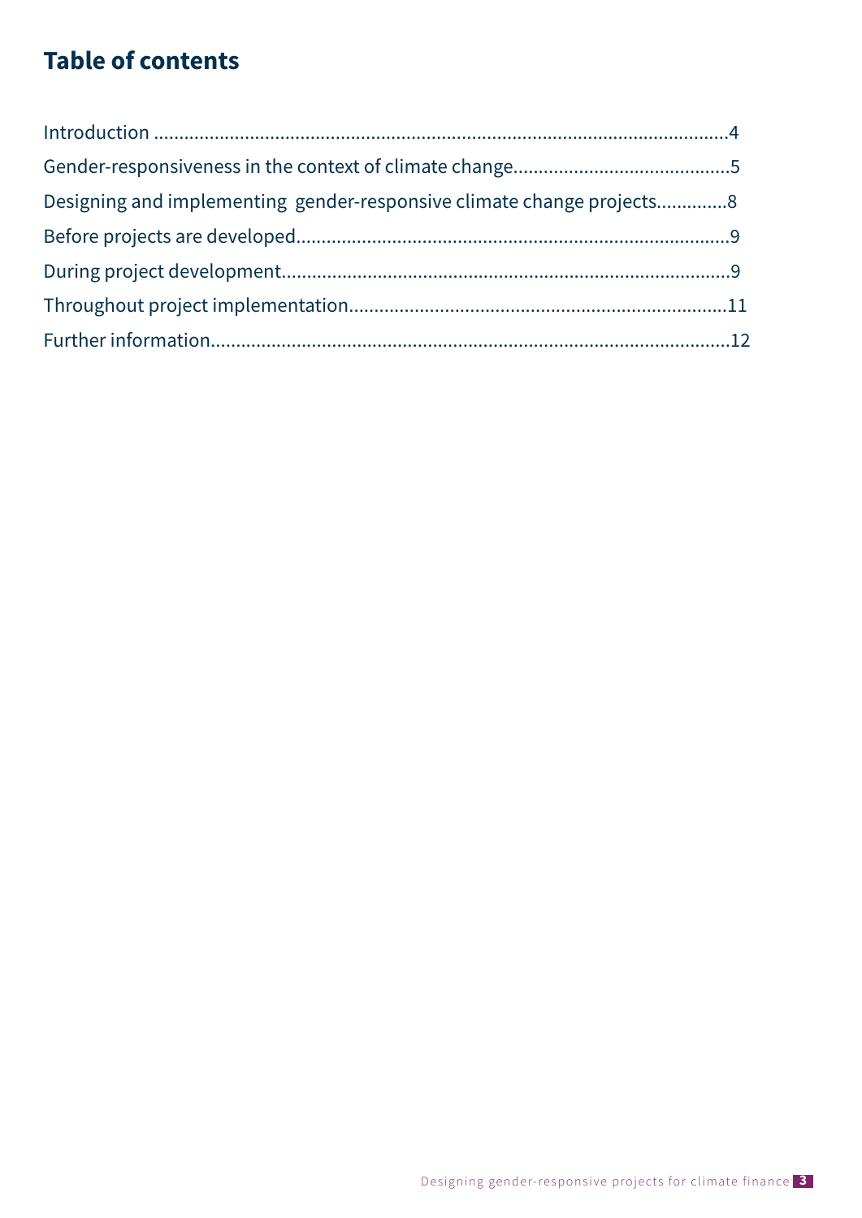# Table of contents

Introduction ....................................................................................................................4

Gender-responsiveness in the context of climate change...........................................5

Designing and implementing gender-responsive climate change projects.............8

Before projects are developed.....................................................................................9

During project development.......................................................................................9

Throughout project implementation.........................................................................11

Further information....................................................................................................12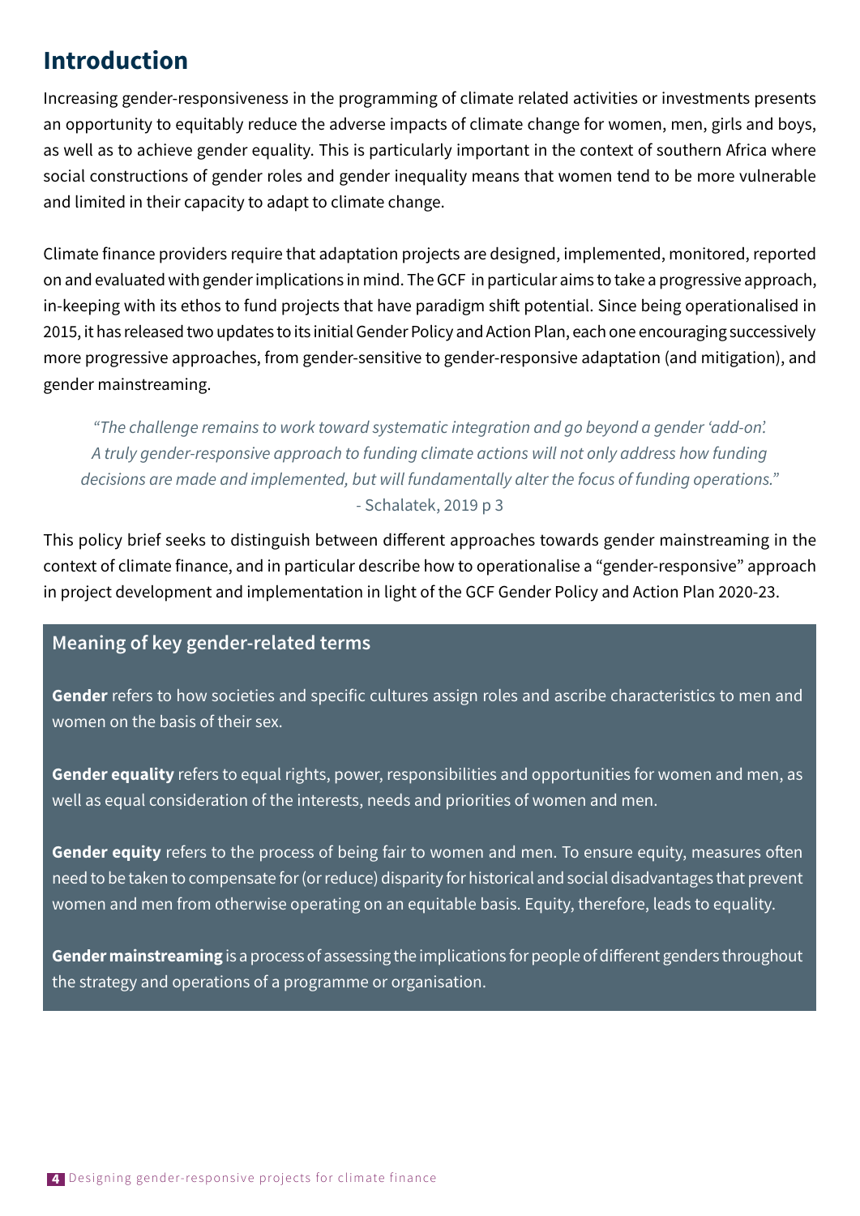## Introduction

Increasing gender-responsiveness in the programming of climate related activities or investments presents an opportunity to equitably reduce the adverse impacts of climate change for women, men, girls and boys, as well as to achieve gender equality. This is particularly important in the context of southern Africa where social constructions of gender roles and gender inequality means that women tend to be more vulnerable and limited in their capacity to adapt to climate change.

Climate finance providers require that adaptation projects are designed, implemented, monitored, reported on and evaluated with gender implications in mind. The GCF in particular aims to take a progressive approach, in-keeping with its ethos to fund projects that have paradigm shift potential. Since being operationalised in 2015, it has released two updates to its initial Gender Policy and Action Plan, each one encouraging successively more progressive approaches, from gender-sensitive to gender-responsive adaptation (and mitigation), and gender mainstreaming.

> *"The challenge remains to work toward systematic integration and go beyond a gender 'add-on'. A truly gender-responsive approach to funding climate actions will not only address how funding decisions are made and implemented, but will fundamentally alter the focus of funding operations."*
> - Schalatek, 2019 p 3

This policy brief seeks to distinguish between different approaches towards gender mainstreaming in the context of climate finance, and in particular describe how to operationalise a "gender-responsive" approach in project development and implementation in light of the GCF Gender Policy and Action Plan 2020-23.

### Meaning of key gender-related terms

**Gender** refers to how societies and specific cultures assign roles and ascribe characteristics to men and women on the basis of their sex.

**Gender equality** refers to equal rights, power, responsibilities and opportunities for women and men, as well as equal consideration of the interests, needs and priorities of women and men.

**Gender equity** refers to the process of being fair to women and men. To ensure equity, measures often need to be taken to compensate for (or reduce) disparity for historical and social disadvantages that prevent women and men from otherwise operating on an equitable basis. Equity, therefore, leads to equality.

**Gender mainstreaming** is a process of assessing the implications for people of different genders throughout the strategy and operations of a programme or organisation.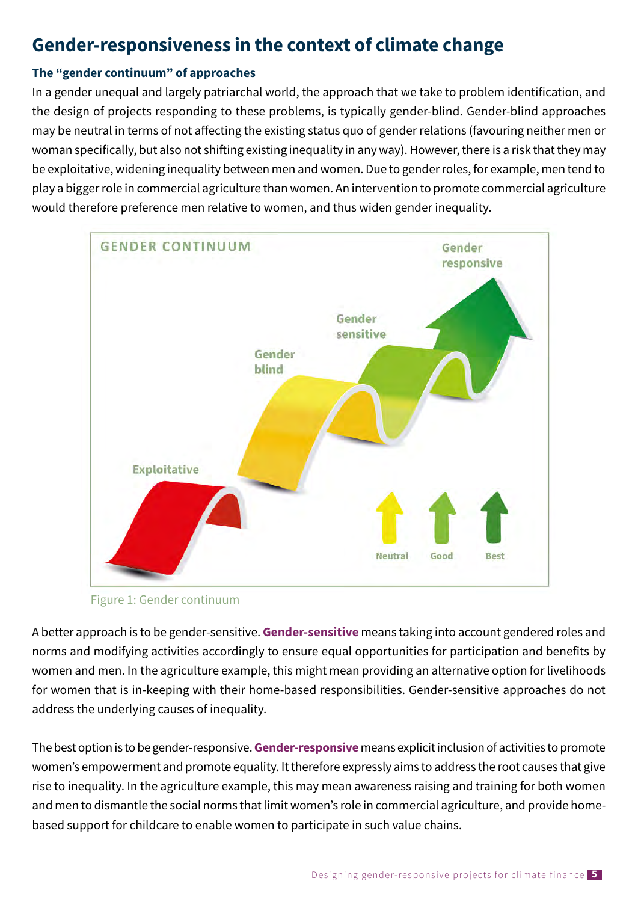## Gender-responsiveness in the context of climate change

### The "gender continuum" of approaches

In a gender unequal and largely patriarchal world, the approach that we take to problem identification, and the design of projects responding to these problems, is typically gender-blind. Gender-blind approaches may be neutral in terms of not affecting the existing status quo of gender relations (favouring neither men or woman specifically, but also not shifting existing inequality in any way). However, there is a risk that they may be exploitative, widening inequality between men and women. Due to gender roles, for example, men tend to play a bigger role in commercial agriculture than women. An intervention to promote commercial agriculture would therefore preference men relative to women, and thus widen gender inequality.

GENDER CONTINUUM

Exploitative — Gender blind — Gender sensitive — Gender responsive

Neutral — Good — Best

Figure 1: Gender continuum

A better approach is to be gender-sensitive. **Gender-sensitive** means taking into account gendered roles and norms and modifying activities accordingly to ensure equal opportunities for participation and benefits by women and men. In the agriculture example, this might mean providing an alternative option for livelihoods for women that is in-keeping with their home-based responsibilities. Gender-sensitive approaches do not address the underlying causes of inequality.

The best option is to be gender-responsive. **Gender-responsive** means explicit inclusion of activities to promote women's empowerment and promote equality. It therefore expressly aims to address the root causes that give rise to inequality. In the agriculture example, this may mean awareness raising and training for both women and men to dismantle the social norms that limit women's role in commercial agriculture, and provide home-based support for childcare to enable women to participate in such value chains.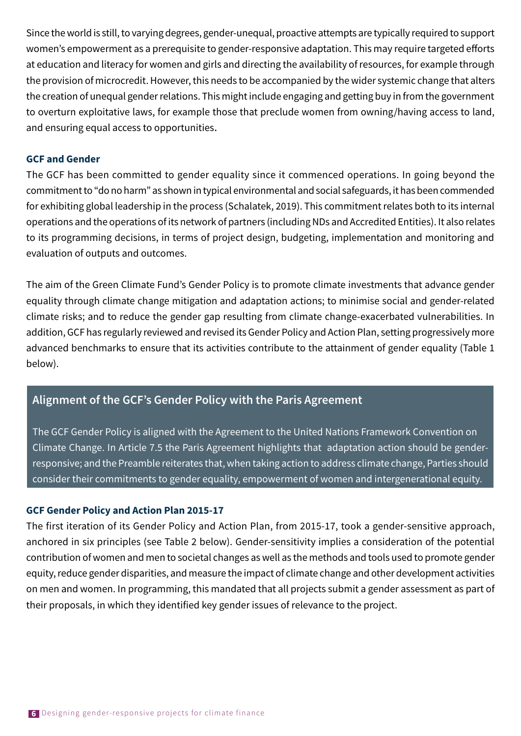Since the world is still, to varying degrees, gender-unequal, proactive attempts are typically required to support women's empowerment as a prerequisite to gender-responsive adaptation. This may require targeted efforts at education and literacy for women and girls and directing the availability of resources, for example through the provision of microcredit. However, this needs to be accompanied by the wider systemic change that alters the creation of unequal gender relations. This might include engaging and getting buy in from the government to overturn exploitative laws, for example those that preclude women from owning/having access to land, and ensuring equal access to opportunities.

### GCF and Gender

The GCF has been committed to gender equality since it commenced operations. In going beyond the commitment to "do no harm" as shown in typical environmental and social safeguards, it has been commended for exhibiting global leadership in the process (Schalatek, 2019). This commitment relates both to its internal operations and the operations of its network of partners (including NDs and Accredited Entities). It also relates to its programming decisions, in terms of project design, budgeting, implementation and monitoring and evaluation of outputs and outcomes.

The aim of the Green Climate Fund's Gender Policy is to promote climate investments that advance gender equality through climate change mitigation and adaptation actions; to minimise social and gender-related climate risks; and to reduce the gender gap resulting from climate change-exacerbated vulnerabilities. In addition, GCF has regularly reviewed and revised its Gender Policy and Action Plan, setting progressively more advanced benchmarks to ensure that its activities contribute to the attainment of gender equality (Table 1 below).

### Alignment of the GCF's Gender Policy with the Paris Agreement

The GCF Gender Policy is aligned with the Agreement to the United Nations Framework Convention on Climate Change. In Article 7.5 the Paris Agreement highlights that adaptation action should be gender-responsive; and the Preamble reiterates that, when taking action to address climate change, Parties should consider their commitments to gender equality, empowerment of women and intergenerational equity.

### GCF Gender Policy and Action Plan 2015-17

The first iteration of its Gender Policy and Action Plan, from 2015-17, took a gender-sensitive approach, anchored in six principles (see Table 2 below). Gender-sensitivity implies a consideration of the potential contribution of women and men to societal changes as well as the methods and tools used to promote gender equity, reduce gender disparities, and measure the impact of climate change and other development activities on men and women. In programming, this mandated that all projects submit a gender assessment as part of their proposals, in which they identified key gender issues of relevance to the project.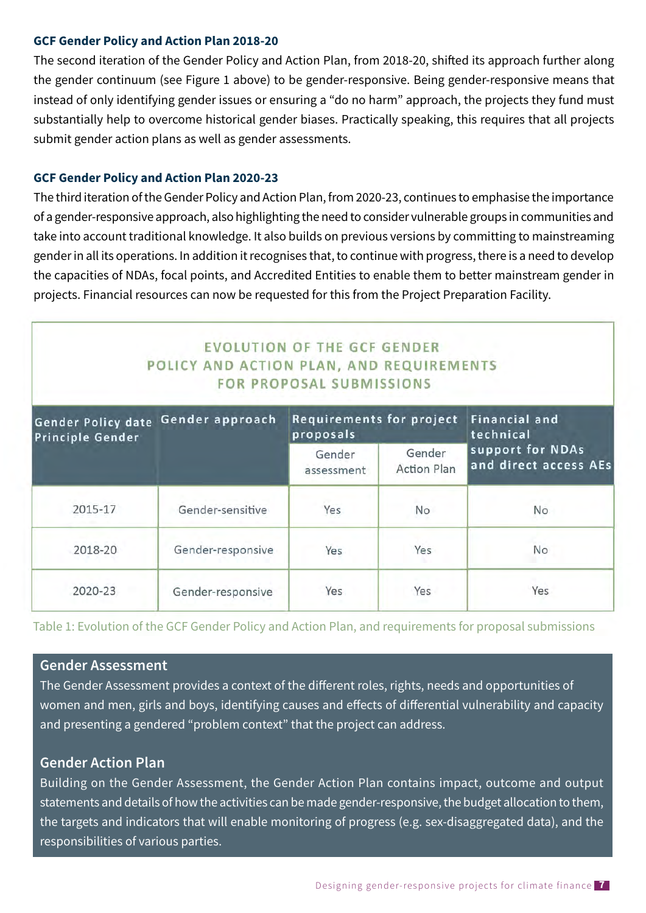### GCF Gender Policy and Action Plan 2018-20

The second iteration of the Gender Policy and Action Plan, from 2018-20, shifted its approach further along the gender continuum (see Figure 1 above) to be gender-responsive. Being gender-responsive means that instead of only identifying gender issues or ensuring a "do no harm" approach, the projects they fund must substantially help to overcome historical gender biases. Practically speaking, this requires that all projects submit gender action plans as well as gender assessments.

### GCF Gender Policy and Action Plan 2020-23

The third iteration of the Gender Policy and Action Plan, from 2020-23, continues to emphasise the importance of a gender-responsive approach, also highlighting the need to consider vulnerable groups in communities and take into account traditional knowledge. It also builds on previous versions by committing to mainstreaming gender in all its operations. In addition it recognises that, to continue with progress, there is a need to develop the capacities of NDAs, focal points, and Accredited Entities to enable them to better mainstream gender in projects. Financial resources can now be requested for this from the Project Preparation Facility.

**EVOLUTION OF THE GCF GENDER POLICY AND ACTION PLAN, AND REQUIREMENTS FOR PROPOSAL SUBMISSIONS**

| Gender Policy date Principle Gender | Gender approach | Requirements for project proposals | | Financial and technical support for NDAs and direct access AEs |
|---|---|---|---|---|
| | | Gender assessment | Gender Action Plan | |
| 2015-17 | Gender-sensitive | Yes | No | No |
| 2018-20 | Gender-responsive | Yes | Yes | No |
| 2020-23 | Gender-responsive | Yes | Yes | Yes |

Table 1: Evolution of the GCF Gender Policy and Action Plan, and requirements for proposal submissions

### Gender Assessment

The Gender Assessment provides a context of the different roles, rights, needs and opportunities of women and men, girls and boys, identifying causes and effects of differential vulnerability and capacity and presenting a gendered "problem context" that the project can address.

### Gender Action Plan

Building on the Gender Assessment, the Gender Action Plan contains impact, outcome and output statements and details of how the activities can be made gender-responsive, the budget allocation to them, the targets and indicators that will enable monitoring of progress (e.g. sex-disaggregated data), and the responsibilities of various parties.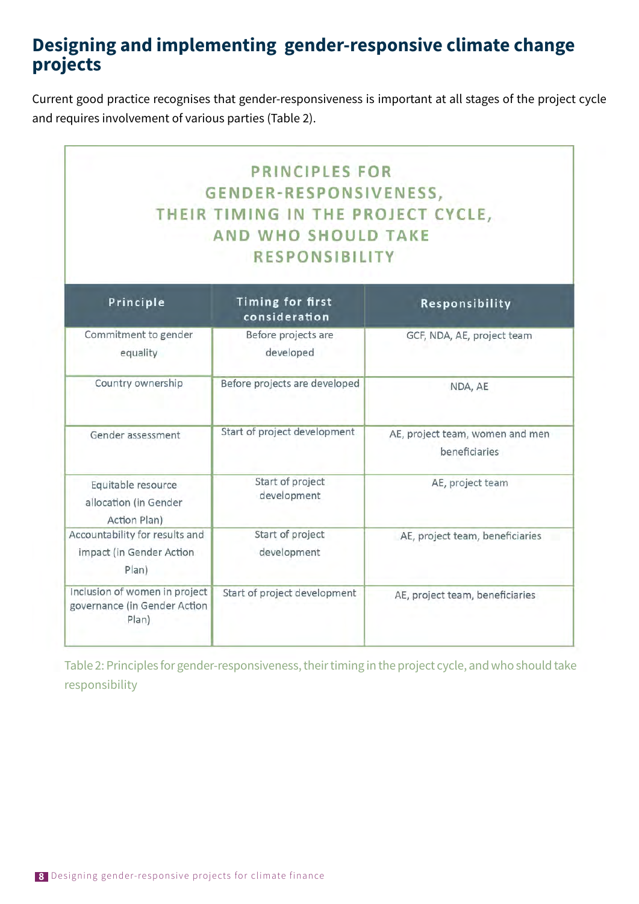## Designing and implementing gender-responsive climate change projects

Current good practice recognises that gender-responsiveness is important at all stages of the project cycle and requires involvement of various parties (Table 2).

**PRINCIPLES FOR GENDER-RESPONSIVENESS, THEIR TIMING IN THE PROJECT CYCLE, AND WHO SHOULD TAKE RESPONSIBILITY**

| Principle | Timing for first consideration | Responsibility |
|---|---|---|
| Commitment to gender equality | Before projects are developed | GCF, NDA, AE, project team |
| Country ownership | Before projects are developed | NDA, AE |
| Gender assessment | Start of project development | AE, project team, women and men beneficiaries |
| Equitable resource allocation (in Gender Action Plan) | Start of project development | AE, project team |
| Accountability for results and impact (in Gender Action Plan) | Start of project development | AE, project team, beneficiaries |
| Inclusion of women in project governance (in Gender Action Plan) | Start of project development | AE, project team, beneficiaries |

Table 2: Principles for gender-responsiveness, their timing in the project cycle, and who should take responsibility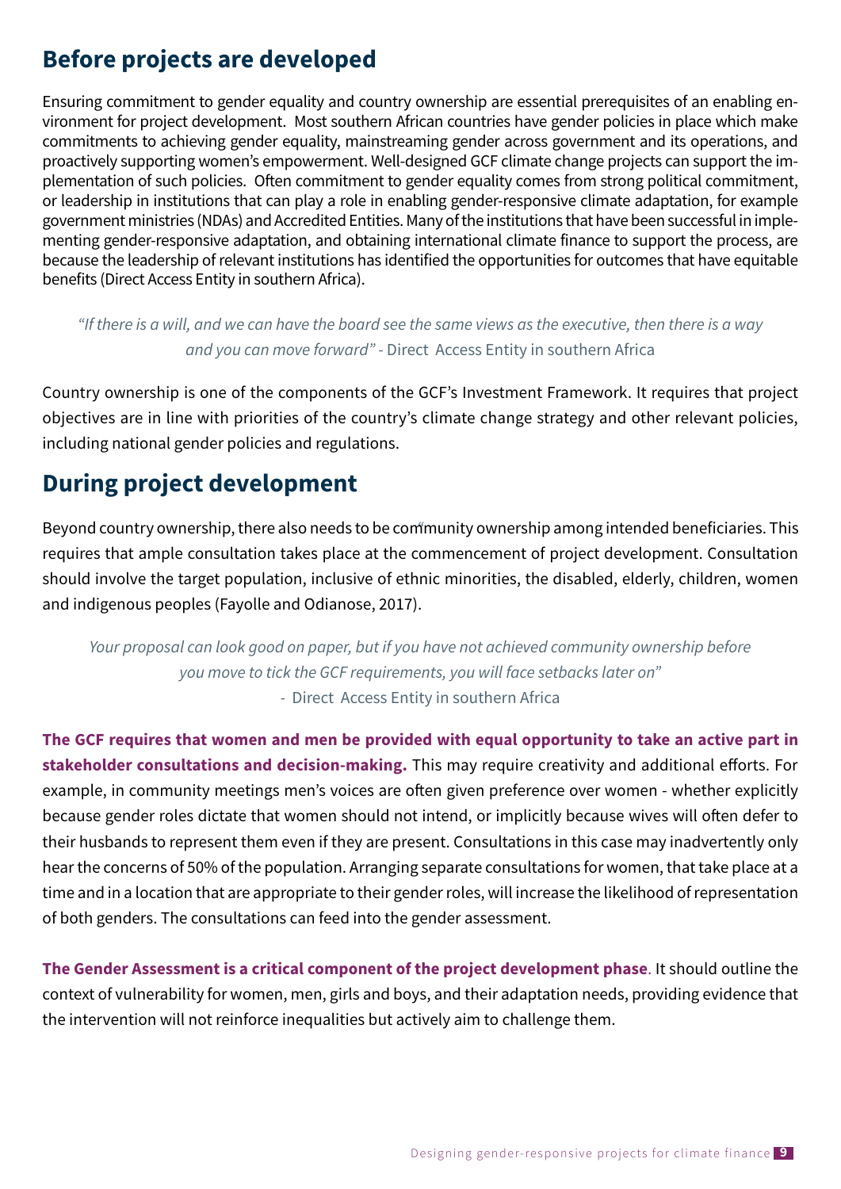## Before projects are developed

Ensuring commitment to gender equality and country ownership are essential prerequisites of an enabling environment for project development. Most southern African countries have gender policies in place which make commitments to achieving gender equality, mainstreaming gender across government and its operations, and proactively supporting women's empowerment. Well-designed GCF climate change projects can support the implementation of such policies. Often commitment to gender equality comes from strong political commitment, or leadership in institutions that can play a role in enabling gender-responsive climate adaptation, for example government ministries (NDAs) and Accredited Entities. Many of the institutions that have been successful in implementing gender-responsive adaptation, and obtaining international climate finance to support the process, are because the leadership of relevant institutions has identified the opportunities for outcomes that have equitable benefits (Direct Access Entity in southern Africa).

> *"If there is a will, and we can have the board see the same views as the executive, then there is a way and you can move forward"* - Direct Access Entity in southern Africa

Country ownership is one of the components of the GCF's Investment Framework. It requires that project objectives are in line with priorities of the country's climate change strategy and other relevant policies, including national gender policies and regulations.

## During project development

Beyond country ownership, there also needs to be community ownership among intended beneficiaries. This requires that ample consultation takes place at the commencement of project development. Consultation should involve the target population, inclusive of ethnic minorities, the disabled, elderly, children, women and indigenous peoples (Fayolle and Odianose, 2017).

> *Your proposal can look good on paper, but if you have not achieved community ownership before you move to tick the GCF requirements, you will face setbacks later on"*
> - Direct Access Entity in southern Africa

**The GCF requires that women and men be provided with equal opportunity to take an active part in stakeholder consultations and decision-making.** This may require creativity and additional efforts. For example, in community meetings men's voices are often given preference over women - whether explicitly because gender roles dictate that women should not intend, or implicitly because wives will often defer to their husbands to represent them even if they are present. Consultations in this case may inadvertently only hear the concerns of 50% of the population. Arranging separate consultations for women, that take place at a time and in a location that are appropriate to their gender roles, will increase the likelihood of representation of both genders. The consultations can feed into the gender assessment.

**The Gender Assessment is a critical component of the project development phase**. It should outline the context of vulnerability for women, men, girls and boys, and their adaptation needs, providing evidence that the intervention will not reinforce inequalities but actively aim to challenge them.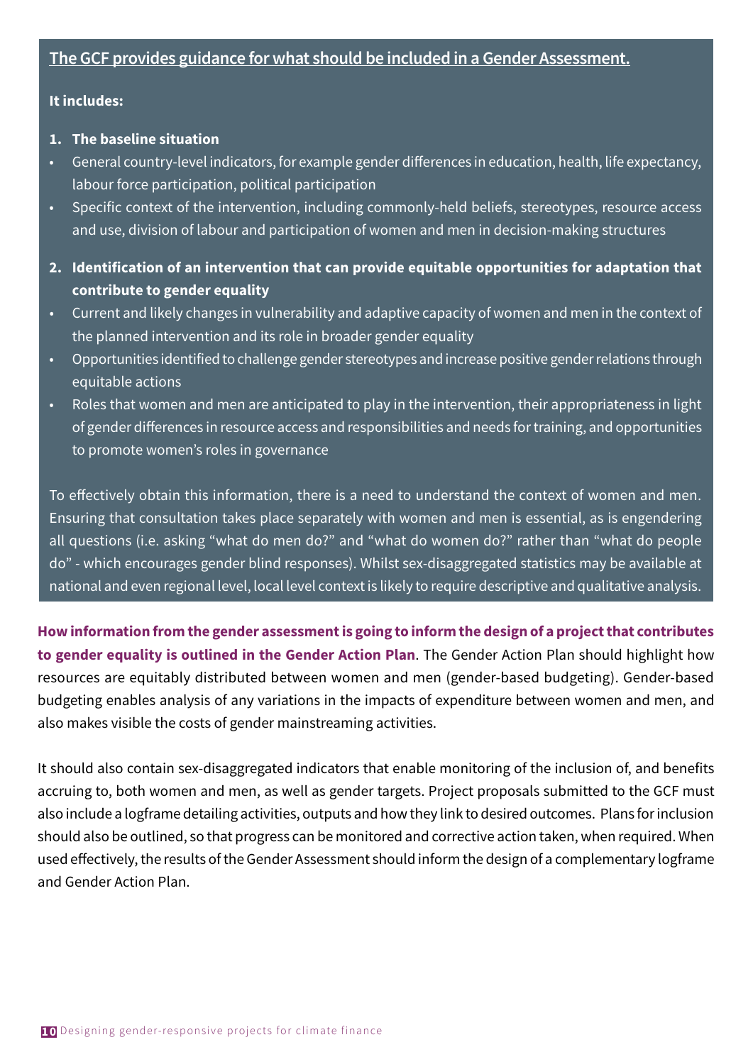**The GCF provides guidance for what should be included in a Gender Assessment.**

**It includes:**

1. **The baseline situation**

- General country-level indicators, for example gender differences in education, health, life expectancy, labour force participation, political participation
- Specific context of the intervention, including commonly-held beliefs, stereotypes, resource access and use, division of labour and participation of women and men in decision-making structures

2. **Identification of an intervention that can provide equitable opportunities for adaptation that contribute to gender equality**

- Current and likely changes in vulnerability and adaptive capacity of women and men in the context of the planned intervention and its role in broader gender equality
- Opportunities identified to challenge gender stereotypes and increase positive gender relations through equitable actions
- Roles that women and men are anticipated to play in the intervention, their appropriateness in light of gender differences in resource access and responsibilities and needs for training, and opportunities to promote women's roles in governance

To effectively obtain this information, there is a need to understand the context of women and men. Ensuring that consultation takes place separately with women and men is essential, as is engendering all questions (i.e. asking "what do men do?" and "what do women do?" rather than "what do people do" - which encourages gender blind responses). Whilst sex-disaggregated statistics may be available at national and even regional level, local level context is likely to require descriptive and qualitative analysis.

**How information from the gender assessment is going to inform the design of a project that contributes to gender equality is outlined in the Gender Action Plan**. The Gender Action Plan should highlight how resources are equitably distributed between women and men (gender-based budgeting). Gender-based budgeting enables analysis of any variations in the impacts of expenditure between women and men, and also makes visible the costs of gender mainstreaming activities.

It should also contain sex-disaggregated indicators that enable monitoring of the inclusion of, and benefits accruing to, both women and men, as well as gender targets. Project proposals submitted to the GCF must also include a logframe detailing activities, outputs and how they link to desired outcomes. Plans for inclusion should also be outlined, so that progress can be monitored and corrective action taken, when required. When used effectively, the results of the Gender Assessment should inform the design of a complementary logframe and Gender Action Plan.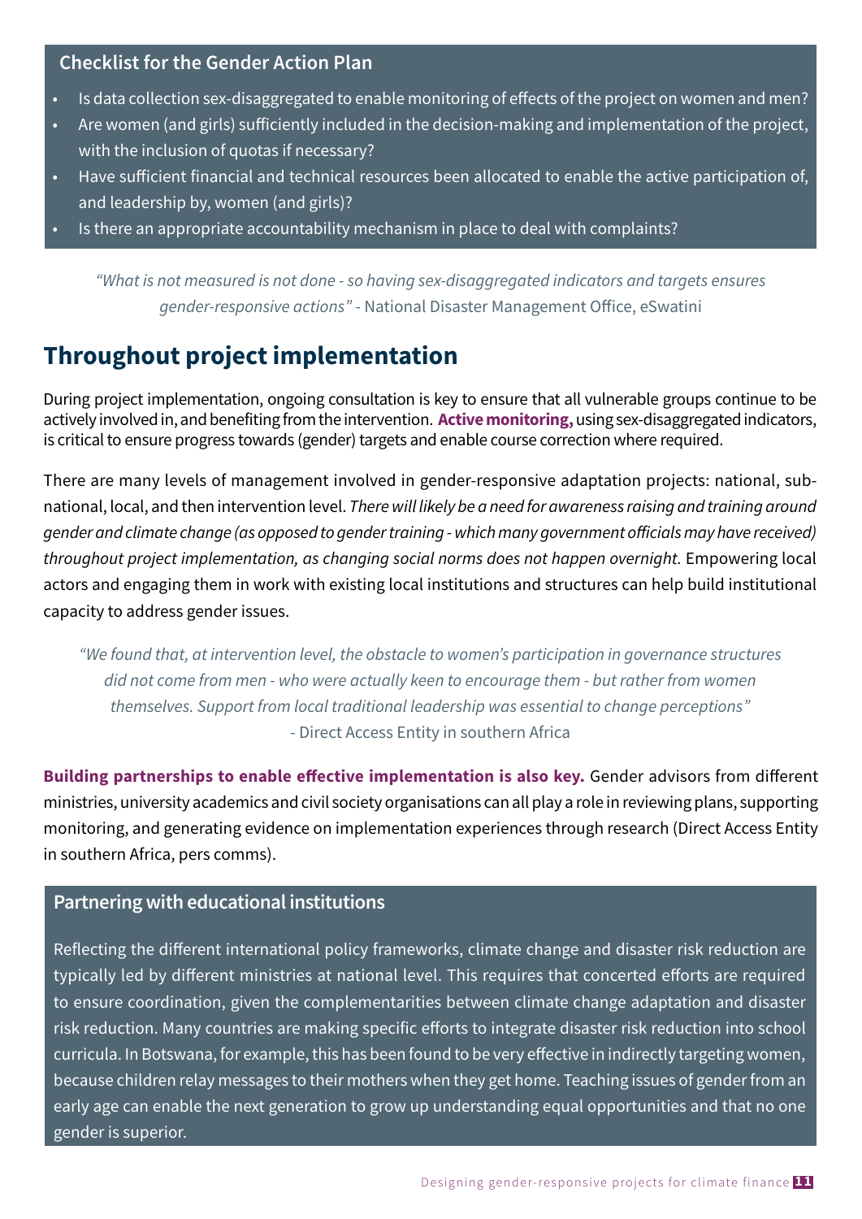### Checklist for the Gender Action Plan

- Is data collection sex-disaggregated to enable monitoring of effects of the project on women and men?
- Are women (and girls) sufficiently included in the decision-making and implementation of the project, with the inclusion of quotas if necessary?
- Have sufficient financial and technical resources been allocated to enable the active participation of, and leadership by, women (and girls)?
- Is there an appropriate accountability mechanism in place to deal with complaints?

*"What is not measured is not done - so having sex-disaggregated indicators and targets ensures gender-responsive actions"* - National Disaster Management Office, eSwatini

## Throughout project implementation

During project implementation, ongoing consultation is key to ensure that all vulnerable groups continue to be actively involved in, and benefiting from the intervention. **Active monitoring,** using sex-disaggregated indicators, is critical to ensure progress towards (gender) targets and enable course correction where required.

There are many levels of management involved in gender-responsive adaptation projects: national, sub-national, local, and then intervention level. *There will likely be a need for awareness raising and training around gender and climate change (as opposed to gender training - which many government officials may have received) throughout project implementation, as changing social norms does not happen overnight.* Empowering local actors and engaging them in work with existing local institutions and structures can help build institutional capacity to address gender issues.

*"We found that, at intervention level, the obstacle to women's participation in governance structures did not come from men - who were actually keen to encourage them - but rather from women themselves. Support from local traditional leadership was essential to change perceptions"* - Direct Access Entity in southern Africa

**Building partnerships to enable effective implementation is also key.** Gender advisors from different ministries, university academics and civil society organisations can all play a role in reviewing plans, supporting monitoring, and generating evidence on implementation experiences through research (Direct Access Entity in southern Africa, pers comms).

### Partnering with educational institutions

Reflecting the different international policy frameworks, climate change and disaster risk reduction are typically led by different ministries at national level. This requires that concerted efforts are required to ensure coordination, given the complementarities between climate change adaptation and disaster risk reduction. Many countries are making specific efforts to integrate disaster risk reduction into school curricula. In Botswana, for example, this has been found to be very effective in indirectly targeting women, because children relay messages to their mothers when they get home. Teaching issues of gender from an early age can enable the next generation to grow up understanding equal opportunities and that no one gender is superior.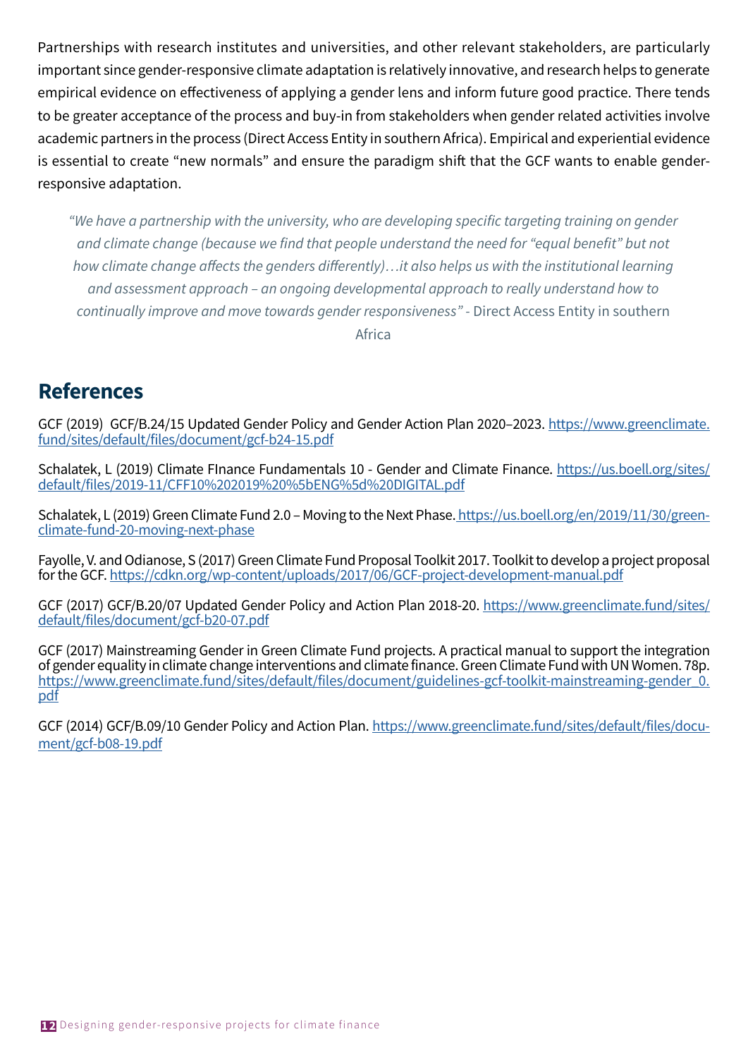Partnerships with research institutes and universities, and other relevant stakeholders, are particularly important since gender-responsive climate adaptation is relatively innovative, and research helps to generate empirical evidence on effectiveness of applying a gender lens and inform future good practice. There tends to be greater acceptance of the process and buy-in from stakeholders when gender related activities involve academic partners in the process (Direct Access Entity in southern Africa). Empirical and experiential evidence is essential to create "new normals" and ensure the paradigm shift that the GCF wants to enable gender-responsive adaptation.

> *"We have a partnership with the university, who are developing specific targeting training on gender and climate change (because we find that people understand the need for "equal benefit" but not how climate change affects the genders differently)…it also helps us with the institutional learning and assessment approach – an ongoing developmental approach to really understand how to continually improve and move towards gender responsiveness"* - Direct Access Entity in southern Africa

## References

GCF (2019) GCF/B.24/15 Updated Gender Policy and Gender Action Plan 2020–2023. https://www.greenclimate.fund/sites/default/files/document/gcf-b24-15.pdf

Schalatek, L (2019) Climate FInance Fundamentals 10 - Gender and Climate Finance. https://us.boell.org/sites/default/files/2019-11/CFF10%202019%20%5bENG%5d%20DIGITAL.pdf

Schalatek, L (2019) Green Climate Fund 2.0 – Moving to the Next Phase. https://us.boell.org/en/2019/11/30/green-climate-fund-20-moving-next-phase

Fayolle, V. and Odianose, S (2017) Green Climate Fund Proposal Toolkit 2017. Toolkit to develop a project proposal for the GCF. https://cdkn.org/wp-content/uploads/2017/06/GCF-project-development-manual.pdf

GCF (2017) GCF/B.20/07 Updated Gender Policy and Action Plan 2018-20. https://www.greenclimate.fund/sites/default/files/document/gcf-b20-07.pdf

GCF (2017) Mainstreaming Gender in Green Climate Fund projects. A practical manual to support the integration of gender equality in climate change interventions and climate finance. Green Climate Fund with UN Women. 78p. https://www.greenclimate.fund/sites/default/files/document/guidelines-gcf-toolkit-mainstreaming-gender_0.pdf

GCF (2014) GCF/B.09/10 Gender Policy and Action Plan. https://www.greenclimate.fund/sites/default/files/document/gcf-b08-19.pdf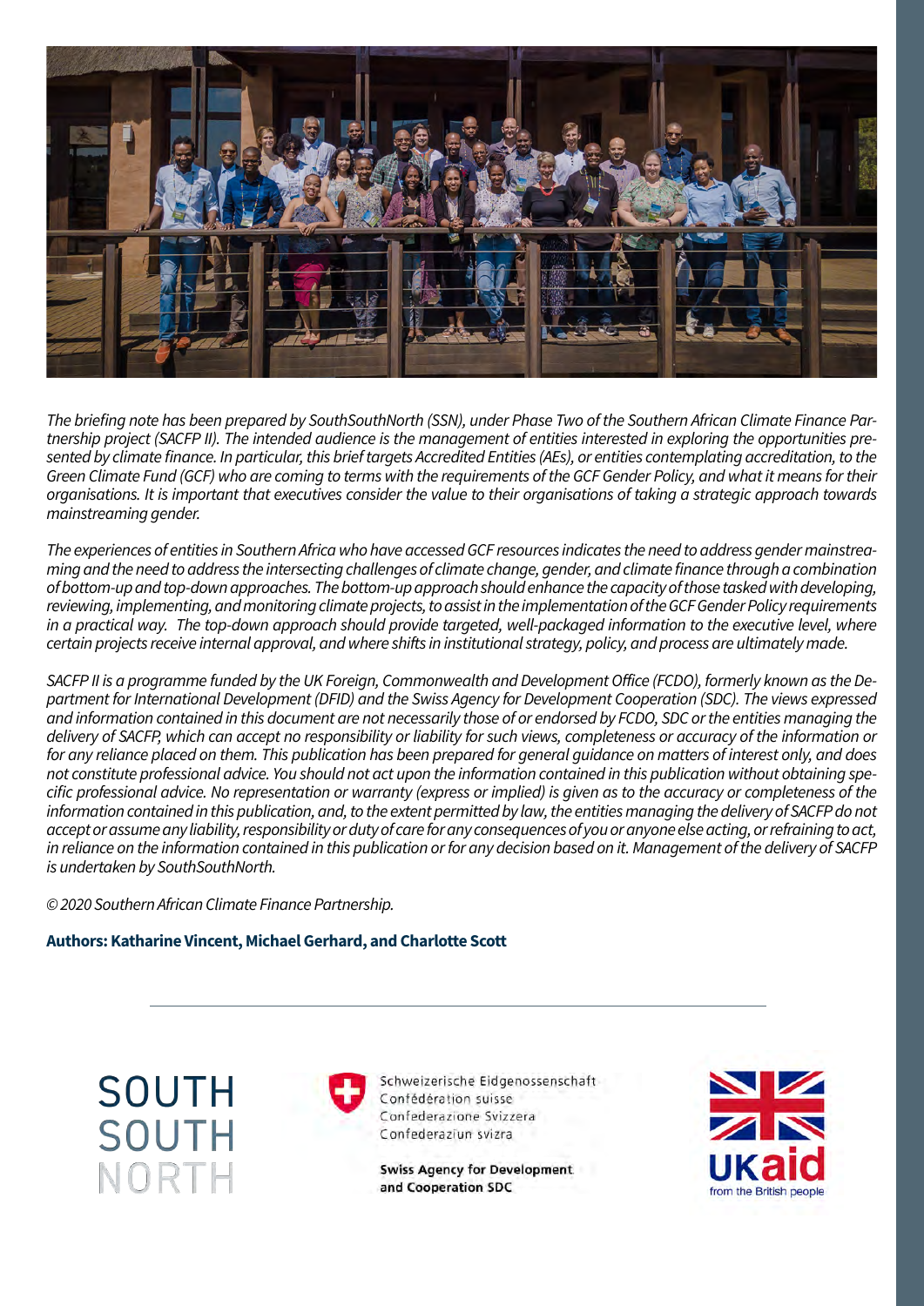*The briefing note has been prepared by SouthSouthNorth (SSN), under Phase Two of the Southern African Climate Finance Partnership project (SACFP II). The intended audience is the management of entities interested in exploring the opportunities presented by climate finance. In particular, this brief targets Accredited Entities (AEs), or entities contemplating accreditation, to the Green Climate Fund (GCF) who are coming to terms with the requirements of the GCF Gender Policy, and what it means for their organisations. It is important that executives consider the value to their organisations of taking a strategic approach towards mainstreaming gender.*

*The experiences of entities in Southern Africa who have accessed GCF resources indicates the need to address gender mainstreaming and the need to address the intersecting challenges of climate change, gender, and climate finance through a combination of bottom-up and top-down approaches. The bottom-up approach should enhance the capacity of those tasked with developing, reviewing, implementing, and monitoring climate projects, to assist in the implementation of the GCF Gender Policy requirements in a practical way. The top-down approach should provide targeted, well-packaged information to the executive level, where certain projects receive internal approval, and where shifts in institutional strategy, policy, and process are ultimately made.*

*SACFP II is a programme funded by the UK Foreign, Commonwealth and Development Office (FCDO), formerly known as the Department for International Development (DFID) and the Swiss Agency for Development Cooperation (SDC). The views expressed and information contained in this document are not necessarily those of or endorsed by FCDO, SDC or the entities managing the delivery of SACFP, which can accept no responsibility or liability for such views, completeness or accuracy of the information or for any reliance placed on them. This publication has been prepared for general guidance on matters of interest only, and does not constitute professional advice. You should not act upon the information contained in this publication without obtaining specific professional advice. No representation or warranty (express or implied) is given as to the accuracy or completeness of the information contained in this publication, and, to the extent permitted by law, the entities managing the delivery of SACFP do not accept or assume any liability, responsibility or duty of care for any consequences of you or anyone else acting, or refraining to act, in reliance on the information contained in this publication or for any decision based on it. Management of the delivery of SACFP is undertaken by SouthSouthNorth.*

*© 2020 Southern African Climate Finance Partnership.*

**Authors: Katharine Vincent, Michael Gerhard, and Charlotte Scott**

---

SOUTH
SOUTH
NORTH

Schweizerische Eidgenossenschaft
Confédération suisse
Confederazione Svizzera
Confederaziun svizra

**Swiss Agency for Development and Cooperation SDC**

UKaid
from the British people